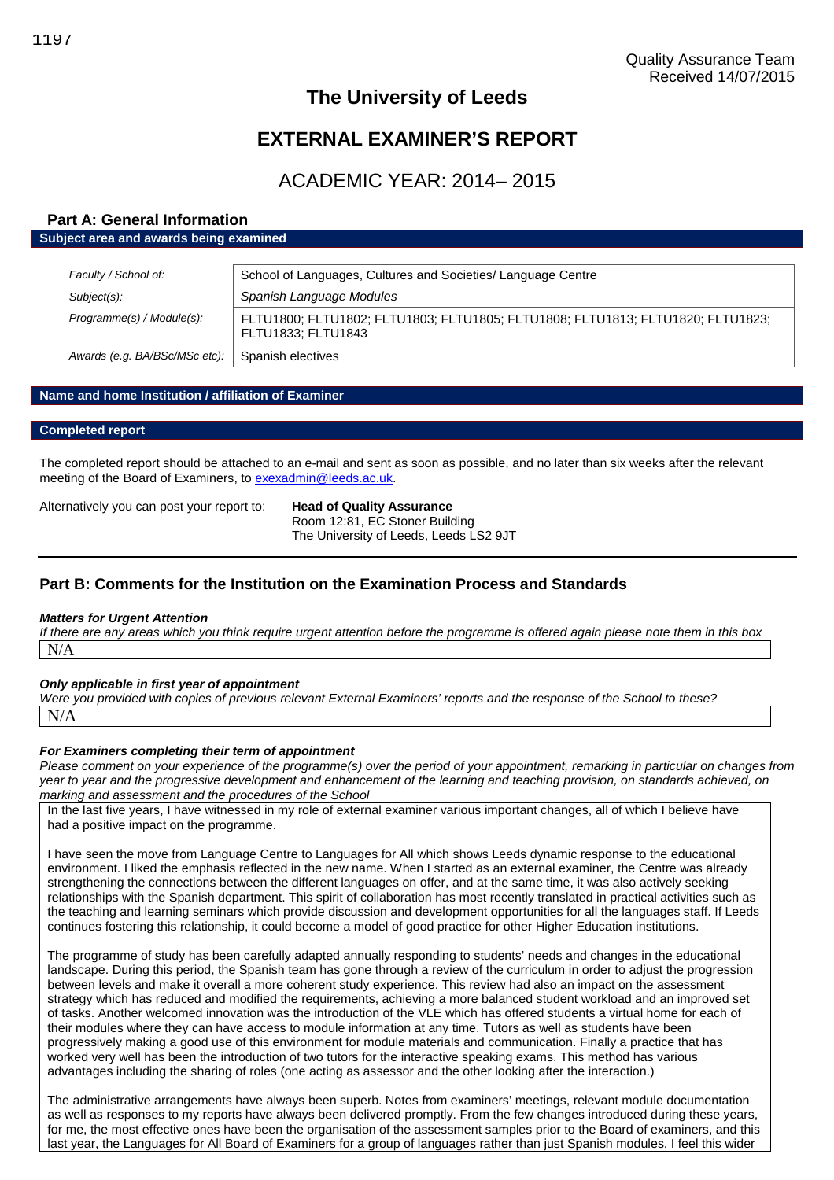1197

Quality Assurance Team
Received 14/07/2015

# The University of Leeds

# EXTERNAL EXAMINER'S REPORT

## ACADEMIC YEAR: 2014– 2015

### Part A: General Information

**Subject area and awards being examined**

| | |
|---|---|
| *Faculty / School of:* | School of Languages, Cultures and Societies/ Language Centre |
| *Subject(s):* | *Spanish Language Modules* |
| *Programme(s) / Module(s):* | FLTU1800; FLTU1802; FLTU1803; FLTU1805; FLTU1808; FLTU1813; FLTU1820; FLTU1823; FLTU1833; FLTU1843 |
| *Awards (e.g. BA/BSc/MSc etc):* | Spanish electives |

**Name and home Institution / affiliation of Examiner**

**Completed report**

The completed report should be attached to an e-mail and sent as soon as possible, and no later than six weeks after the relevant meeting of the Board of Examiners, to exexadmin@leeds.ac.uk.

Alternatively you can post your report to: **Head of Quality Assurance**
Room 12:81, EC Stoner Building
The University of Leeds, Leeds LS2 9JT

### Part B: Comments for the Institution on the Examination Process and Standards

***Matters for Urgent Attention***

*If there are any areas which you think require urgent attention before the programme is offered again please note them in this box*

N/A

***Only applicable in first year of appointment***

*Were you provided with copies of previous relevant External Examiners' reports and the response of the School to these?*

N/A

***For Examiners completing their term of appointment***

*Please comment on your experience of the programme(s) over the period of your appointment, remarking in particular on changes from year to year and the progressive development and enhancement of the learning and teaching provision, on standards achieved, on marking and assessment and the procedures of the School*

In the last five years, I have witnessed in my role of external examiner various important changes, all of which I believe have had a positive impact on the programme.

I have seen the move from Language Centre to Languages for All which shows Leeds dynamic response to the educational environment. I liked the emphasis reflected in the new name. When I started as an external examiner, the Centre was already strengthening the connections between the different languages on offer, and at the same time, it was also actively seeking relationships with the Spanish department. This spirit of collaboration has most recently translated in practical activities such as the teaching and learning seminars which provide discussion and development opportunities for all the languages staff. If Leeds continues fostering this relationship, it could become a model of good practice for other Higher Education institutions.

The programme of study has been carefully adapted annually responding to students' needs and changes in the educational landscape. During this period, the Spanish team has gone through a review of the curriculum in order to adjust the progression between levels and make it overall a more coherent study experience. This review had also an impact on the assessment strategy which has reduced and modified the requirements, achieving a more balanced student workload and an improved set of tasks. Another welcomed innovation was the introduction of the VLE which has offered students a virtual home for each of their modules where they can have access to module information at any time. Tutors as well as students have been progressively making a good use of this environment for module materials and communication. Finally a practice that has worked very well has been the introduction of two tutors for the interactive speaking exams. This method has various advantages including the sharing of roles (one acting as assessor and the other looking after the interaction.)

The administrative arrangements have always been superb. Notes from examiners' meetings, relevant module documentation as well as responses to my reports have always been delivered promptly. From the few changes introduced during these years, for me, the most effective ones have been the organisation of the assessment samples prior to the Board of examiners, and this last year, the Languages for All Board of Examiners for a group of languages rather than just Spanish modules. I feel this wider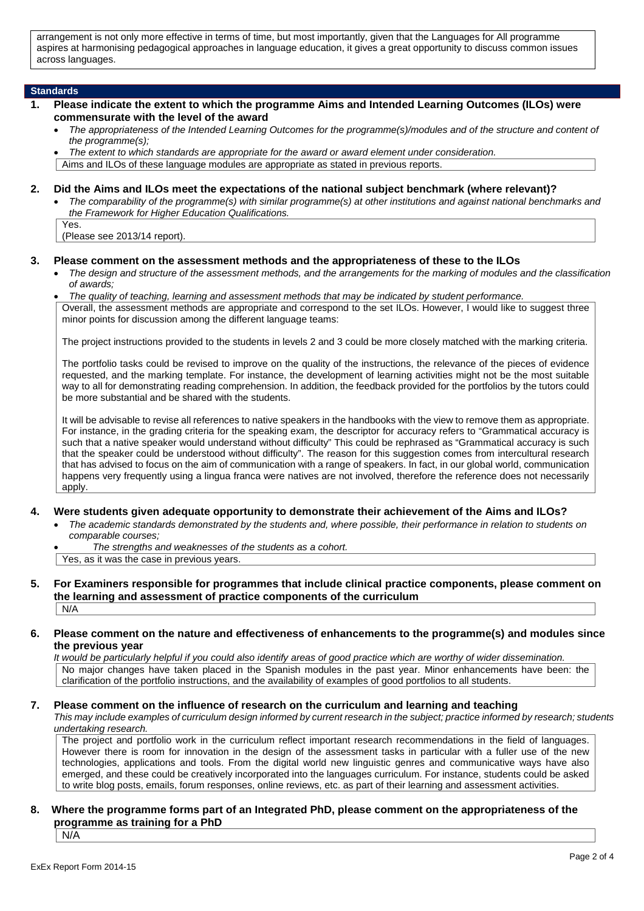arrangement is not only more effective in terms of time, but most importantly, given that the Languages for All programme aspires at harmonising pedagogical approaches in language education, it gives a great opportunity to discuss common issues across languages.

## Standards

**1. Please indicate the extent to which the programme Aims and Intended Learning Outcomes (ILOs) were commensurate with the level of the award**

- *The appropriateness of the Intended Learning Outcomes for the programme(s)/modules and of the structure and content of the programme(s);*
- *The extent to which standards are appropriate for the award or award element under consideration.*

Aims and ILOs of these language modules are appropriate as stated in previous reports.

**2. Did the Aims and ILOs meet the expectations of the national subject benchmark (where relevant)?**

- *The comparability of the programme(s) with similar programme(s) at other institutions and against national benchmarks and the Framework for Higher Education Qualifications.*

Yes.
(Please see 2013/14 report).

**3. Please comment on the assessment methods and the appropriateness of these to the ILOs**

- *The design and structure of the assessment methods, and the arrangements for the marking of modules and the classification of awards;*
- *The quality of teaching, learning and assessment methods that may be indicated by student performance.*

Overall, the assessment methods are appropriate and correspond to the set ILOs. However, I would like to suggest three minor points for discussion among the different language teams:

The project instructions provided to the students in levels 2 and 3 could be more closely matched with the marking criteria.

The portfolio tasks could be revised to improve on the quality of the instructions, the relevance of the pieces of evidence requested, and the marking template. For instance, the development of learning activities might not be the most suitable way to all for demonstrating reading comprehension. In addition, the feedback provided for the portfolios by the tutors could be more substantial and be shared with the students.

It will be advisable to revise all references to native speakers in the handbooks with the view to remove them as appropriate. For instance, in the grading criteria for the speaking exam, the descriptor for accuracy refers to "Grammatical accuracy is such that a native speaker would understand without difficulty" This could be rephrased as "Grammatical accuracy is such that the speaker could be understood without difficulty". The reason for this suggestion comes from intercultural research that has advised to focus on the aim of communication with a range of speakers. In fact, in our global world, communication happens very frequently using a lingua franca were natives are not involved, therefore the reference does not necessarily apply.

**4. Were students given adequate opportunity to demonstrate their achievement of the Aims and ILOs?**

- *The academic standards demonstrated by the students and, where possible, their performance in relation to students on comparable courses;*
- *The strengths and weaknesses of the students as a cohort.*

Yes, as it was the case in previous years.

**5. For Examiners responsible for programmes that include clinical practice components, please comment on the learning and assessment of practice components of the curriculum**

N/A

**6. Please comment on the nature and effectiveness of enhancements to the programme(s) and modules since the previous year**

*It would be particularly helpful if you could also identify areas of good practice which are worthy of wider dissemination.*

No major changes have taken placed in the Spanish modules in the past year. Minor enhancements have been: the clarification of the portfolio instructions, and the availability of examples of good portfolios to all students.

**7. Please comment on the influence of research on the curriculum and learning and teaching**

*This may include examples of curriculum design informed by current research in the subject; practice informed by research; students undertaking research.*

The project and portfolio work in the curriculum reflect important research recommendations in the field of languages. However there is room for innovation in the design of the assessment tasks in particular with a fuller use of the new technologies, applications and tools. From the digital world new linguistic genres and communicative ways have also emerged, and these could be creatively incorporated into the languages curriculum. For instance, students could be asked to write blog posts, emails, forum responses, online reviews, etc. as part of their learning and assessment activities.

**8. Where the programme forms part of an Integrated PhD, please comment on the appropriateness of the programme as training for a PhD**

N/A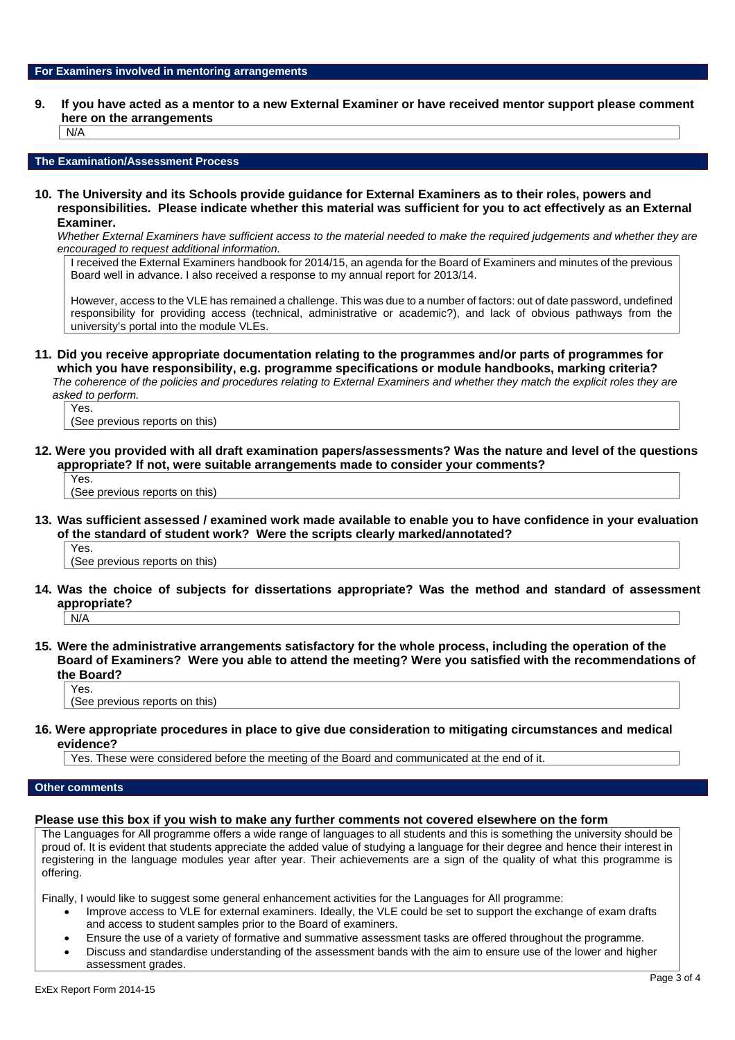## For Examiners involved in mentoring arrangements

**9. If you have acted as a mentor to a new External Examiner or have received mentor support please comment here on the arrangements**

N/A

## The Examination/Assessment Process

**10. The University and its Schools provide guidance for External Examiners as to their roles, powers and responsibilities. Please indicate whether this material was sufficient for you to act effectively as an External Examiner.**

*Whether External Examiners have sufficient access to the material needed to make the required judgements and whether they are encouraged to request additional information.*

I received the External Examiners handbook for 2014/15, an agenda for the Board of Examiners and minutes of the previous Board well in advance. I also received a response to my annual report for 2013/14.

However, access to the VLE has remained a challenge. This was due to a number of factors: out of date password, undefined responsibility for providing access (technical, administrative or academic?), and lack of obvious pathways from the university's portal into the module VLEs.

**11. Did you receive appropriate documentation relating to the programmes and/or parts of programmes for which you have responsibility, e.g. programme specifications or module handbooks, marking criteria?**

*The coherence of the policies and procedures relating to External Examiners and whether they match the explicit roles they are asked to perform.*

Yes.
(See previous reports on this)

**12. Were you provided with all draft examination papers/assessments? Was the nature and level of the questions appropriate? If not, were suitable arrangements made to consider your comments?**

Yes.
(See previous reports on this)

**13. Was sufficient assessed / examined work made available to enable you to have confidence in your evaluation of the standard of student work? Were the scripts clearly marked/annotated?**

Yes.
(See previous reports on this)

**14. Was the choice of subjects for dissertations appropriate? Was the method and standard of assessment appropriate?**

N/A

**15. Were the administrative arrangements satisfactory for the whole process, including the operation of the Board of Examiners? Were you able to attend the meeting? Were you satisfied with the recommendations of the Board?**

Yes.
(See previous reports on this)

**16. Were appropriate procedures in place to give due consideration to mitigating circumstances and medical evidence?**

Yes. These were considered before the meeting of the Board and communicated at the end of it.

## Other comments

**Please use this box if you wish to make any further comments not covered elsewhere on the form**

The Languages for All programme offers a wide range of languages to all students and this is something the university should be proud of. It is evident that students appreciate the added value of studying a language for their degree and hence their interest in registering in the language modules year after year. Their achievements are a sign of the quality of what this programme is offering.

Finally, I would like to suggest some general enhancement activities for the Languages for All programme:

- Improve access to VLE for external examiners. Ideally, the VLE could be set to support the exchange of exam drafts and access to student samples prior to the Board of examiners.
- Ensure the use of a variety of formative and summative assessment tasks are offered throughout the programme.
- Discuss and standardise understanding of the assessment bands with the aim to ensure use of the lower and higher assessment grades.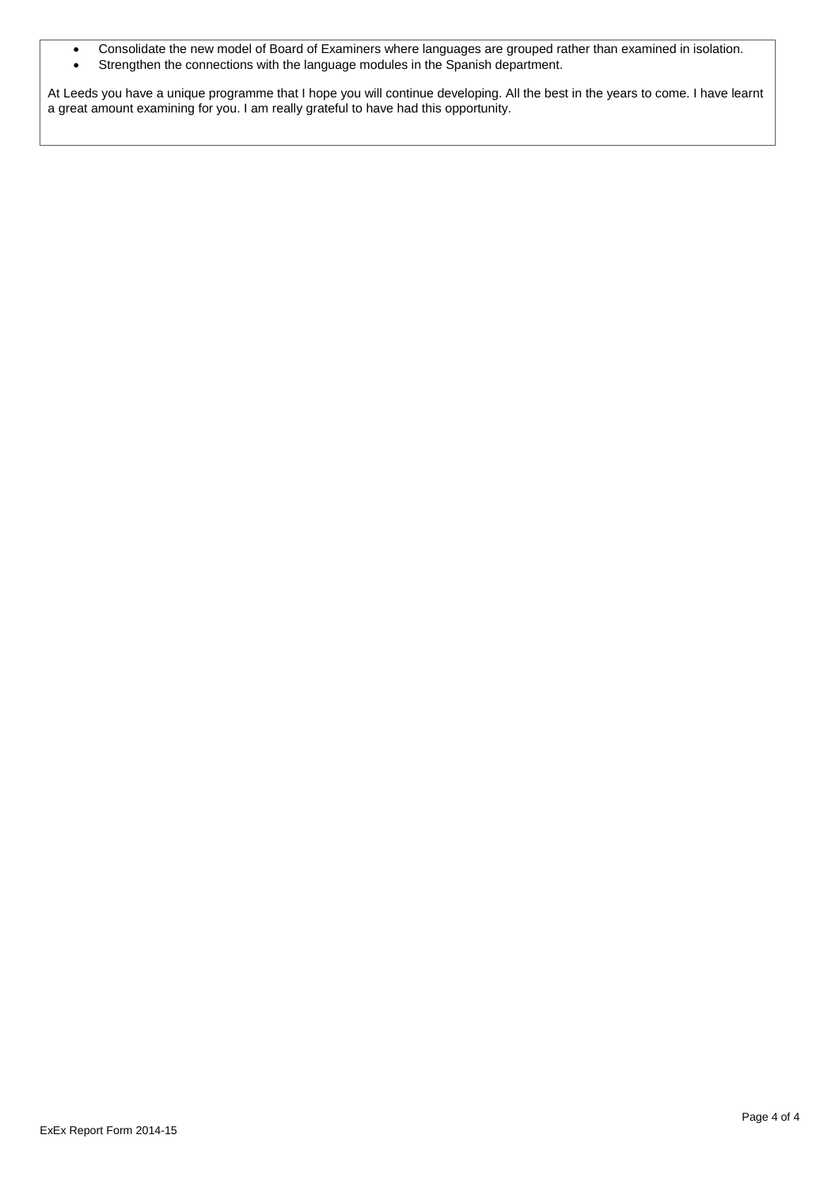- Consolidate the new model of Board of Examiners where languages are grouped rather than examined in isolation.
- Strengthen the connections with the language modules in the Spanish department.

At Leeds you have a unique programme that I hope you will continue developing. All the best in the years to come. I have learnt a great amount examining for you. I am really grateful to have had this opportunity.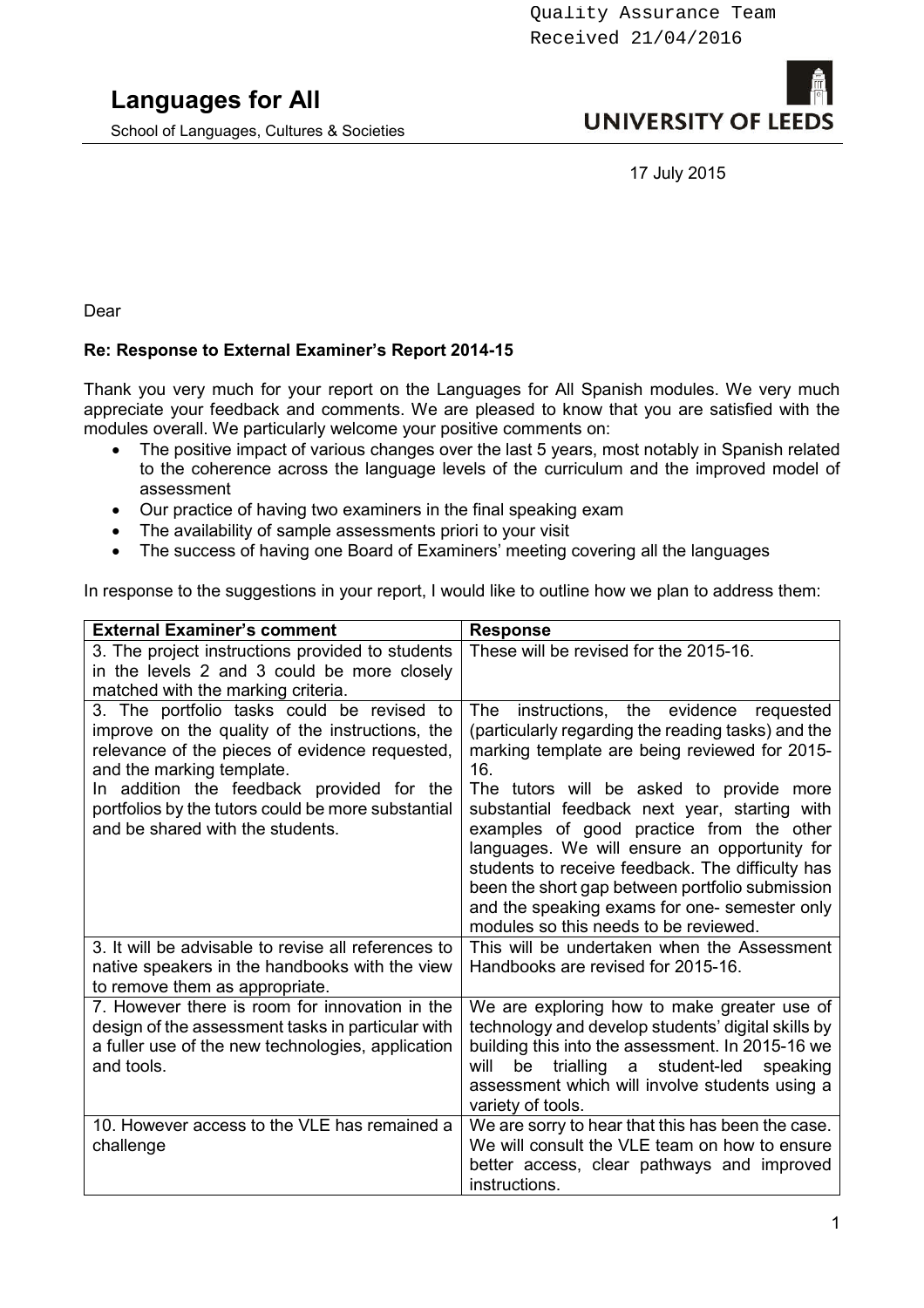Quality Assurance Team
Received 21/04/2016

# Languages for All

School of Languages, Cultures & Societies

UNIVERSITY OF LEEDS

17 July 2015

Dear

**Re: Response to External Examiner's Report 2014-15**

Thank you very much for your report on the Languages for All Spanish modules. We very much appreciate your feedback and comments. We are pleased to know that you are satisfied with the modules overall. We particularly welcome your positive comments on:

- The positive impact of various changes over the last 5 years, most notably in Spanish related to the coherence across the language levels of the curriculum and the improved model of assessment
- Our practice of having two examiners in the final speaking exam
- The availability of sample assessments priori to your visit
- The success of having one Board of Examiners' meeting covering all the languages

In response to the suggestions in your report, I would like to outline how we plan to address them:

| External Examiner's comment | Response |
|---|---|
| 3. The project instructions provided to students in the levels 2 and 3 could be more closely matched with the marking criteria. | These will be revised for the 2015-16. |
| 3. The portfolio tasks could be revised to improve on the quality of the instructions, the relevance of the pieces of evidence requested, and the marking template.<br>In addition the feedback provided for the portfolios by the tutors could be more substantial and be shared with the students. | The instructions, the evidence requested (particularly regarding the reading tasks) and the marking template are being reviewed for 2015-16.<br>The tutors will be asked to provide more substantial feedback next year, starting with examples of good practice from the other languages. We will ensure an opportunity for students to receive feedback. The difficulty has been the short gap between portfolio submission and the speaking exams for one- semester only modules so this needs to be reviewed. |
| 3. It will be advisable to revise all references to native speakers in the handbooks with the view to remove them as appropriate. | This will be undertaken when the Assessment Handbooks are revised for 2015-16. |
| 7. However there is room for innovation in the design of the assessment tasks in particular with a fuller use of the new technologies, application and tools. | We are exploring how to make greater use of technology and develop students' digital skills by building this into the assessment. In 2015-16 we will be trialling a student-led speaking assessment which will involve students using a variety of tools. |
| 10. However access to the VLE has remained a challenge | We are sorry to hear that this has been the case. We will consult the VLE team on how to ensure better access, clear pathways and improved instructions. |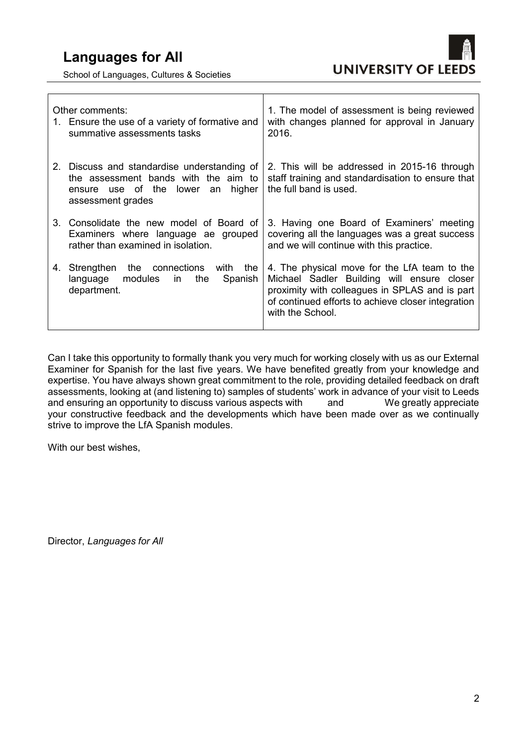| Other comments: | |
| --- | --- |
| 1. Ensure the use of a variety of formative and summative assessments tasks | 1. The model of assessment is being reviewed with changes planned for approval in January 2016. |
| 2. Discuss and standardise understanding of the assessment bands with the aim to ensure use of the lower an higher assessment grades | 2. This will be addressed in 2015-16 through staff training and standardisation to ensure that the full band is used. |
| 3. Consolidate the new model of Board of Examiners where language ae grouped rather than examined in isolation. | 3. Having one Board of Examiners' meeting covering all the languages was a great success and we will continue with this practice. |
| 4. Strengthen the connections with the language modules in the Spanish department. | 4. The physical move for the LfA team to the Michael Sadler Building will ensure closer proximity with colleagues in SPLAS and is part of continued efforts to achieve closer integration with the School. |

Can I take this opportunity to formally thank you very much for working closely with us as our External Examiner for Spanish for the last five years. We have benefited greatly from your knowledge and expertise. You have always shown great commitment to the role, providing detailed feedback on draft assessments, looking at (and listening to) samples of students' work in advance of your visit to Leeds and ensuring an opportunity to discuss various aspects with and We greatly appreciate your constructive feedback and the developments which have been made over as we continually strive to improve the LfA Spanish modules.

With our best wishes,

Director, *Languages for All*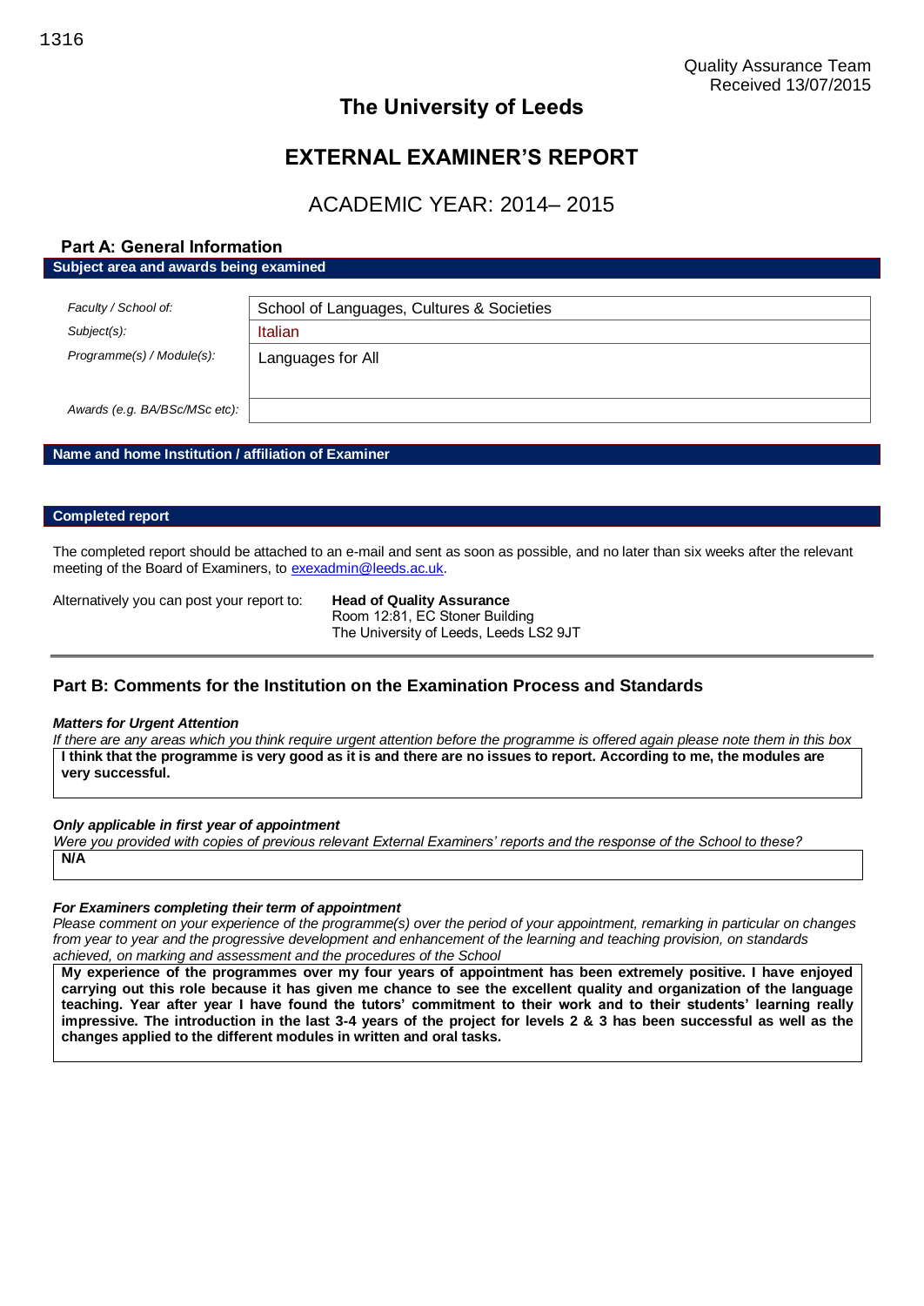Quality Assurance Team
Received 13/07/2015

# The University of Leeds

# EXTERNAL EXAMINER'S REPORT

## ACADEMIC YEAR: 2014– 2015

### Part A: General Information

**Subject area and awards being examined**

| | |
|---|---|
| *Faculty / School of:* | School of Languages, Cultures & Societies |
| *Subject(s):* | Italian |
| *Programme(s) / Module(s):* | Languages for All |
| *Awards (e.g. BA/BSc/MSc etc):* | |

**Name and home Institution / affiliation of Examiner**

**Completed report**

The completed report should be attached to an e-mail and sent as soon as possible, and no later than six weeks after the relevant meeting of the Board of Examiners, to exexadmin@leeds.ac.uk.

Alternatively you can post your report to: **Head of Quality Assurance**
Room 12:81, EC Stoner Building
The University of Leeds, Leeds LS2 9JT

---

### Part B: Comments for the Institution on the Examination Process and Standards

***Matters for Urgent Attention***

*If there are any areas which you think require urgent attention before the programme is offered again please note them in this box*

**I think that the programme is very good as it is and there are no issues to report. According to me, the modules are very successful.**

***Only applicable in first year of appointment***

*Were you provided with copies of previous relevant External Examiners' reports and the response of the School to these?*

**N/A**

***For Examiners completing their term of appointment***

*Please comment on your experience of the programme(s) over the period of your appointment, remarking in particular on changes from year to year and the progressive development and enhancement of the learning and teaching provision, on standards achieved, on marking and assessment and the procedures of the School*

**My experience of the programmes over my four years of appointment has been extremely positive. I have enjoyed carrying out this role because it has given me chance to see the excellent quality and organization of the language teaching. Year after year I have found the tutors' commitment to their work and to their students' learning really impressive. The introduction in the last 3-4 years of the project for levels 2 & 3 has been successful as well as the changes applied to the different modules in written and oral tasks.**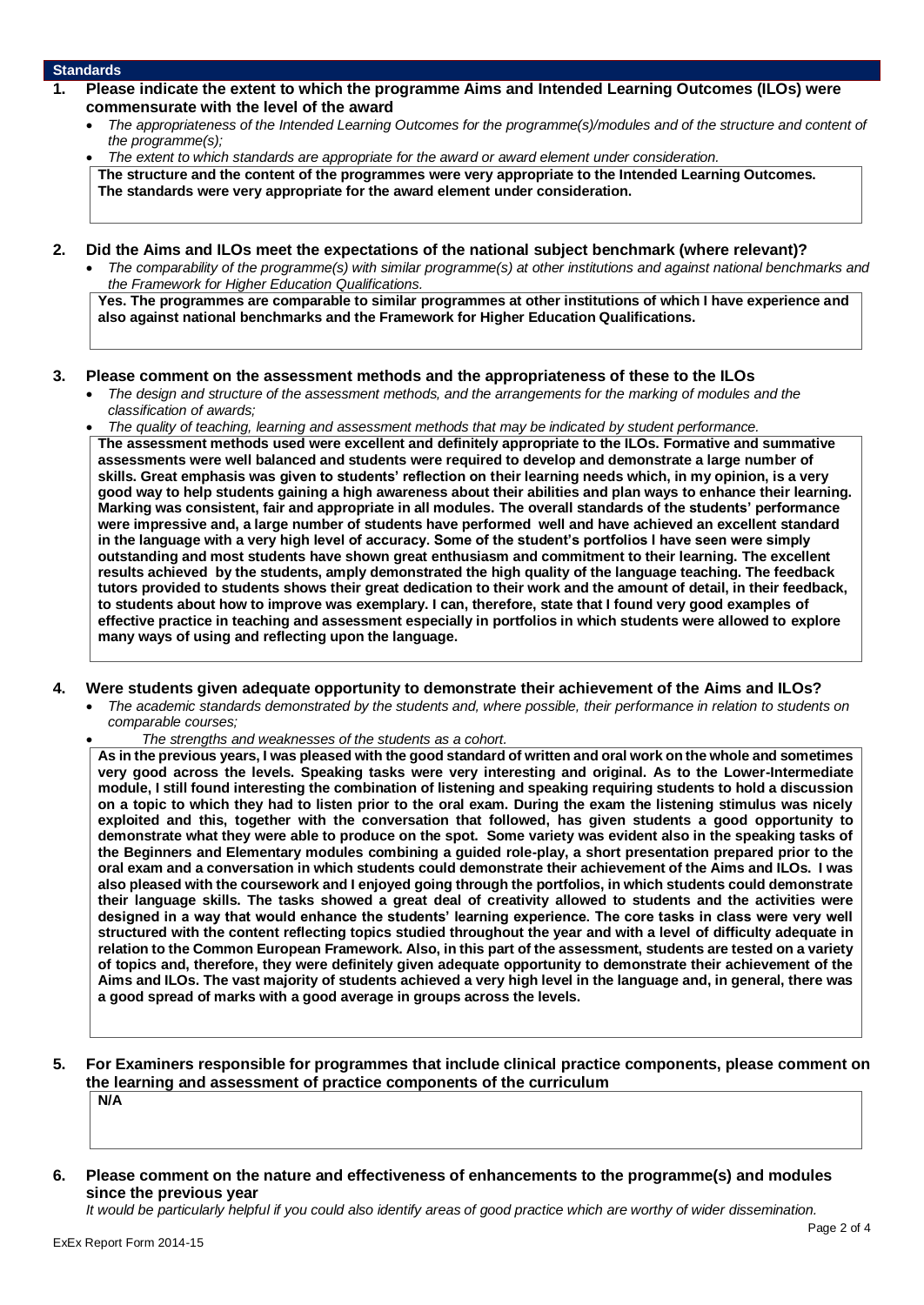## Standards

**1. Please indicate the extent to which the programme Aims and Intended Learning Outcomes (ILOs) were commensurate with the level of the award**

- *The appropriateness of the Intended Learning Outcomes for the programme(s)/modules and of the structure and content of the programme(s);*
- *The extent to which standards are appropriate for the award or award element under consideration.*

**The structure and the content of the programmes were very appropriate to the Intended Learning Outcomes. The standards were very appropriate for the award element under consideration.**

**2. Did the Aims and ILOs meet the expectations of the national subject benchmark (where relevant)?**

- *The comparability of the programme(s) with similar programme(s) at other institutions and against national benchmarks and the Framework for Higher Education Qualifications.*

**Yes. The programmes are comparable to similar programmes at other institutions of which I have experience and also against national benchmarks and the Framework for Higher Education Qualifications.**

**3. Please comment on the assessment methods and the appropriateness of these to the ILOs**

- *The design and structure of the assessment methods, and the arrangements for the marking of modules and the classification of awards;*
- *The quality of teaching, learning and assessment methods that may be indicated by student performance.*

**The assessment methods used were excellent and definitely appropriate to the ILOs. Formative and summative assessments were well balanced and students were required to develop and demonstrate a large number of skills. Great emphasis was given to students' reflection on their learning needs which, in my opinion, is a very good way to help students gaining a high awareness about their abilities and plan ways to enhance their learning. Marking was consistent, fair and appropriate in all modules. The overall standards of the students' performance were impressive and, a large number of students have performed well and have achieved an excellent standard in the language with a very high level of accuracy. Some of the student's portfolios I have seen were simply outstanding and most students have shown great enthusiasm and commitment to their learning. The excellent results achieved by the students, amply demonstrated the high quality of the language teaching. The feedback tutors provided to students shows their great dedication to their work and the amount of detail, in their feedback, to students about how to improve was exemplary. I can, therefore, state that I found very good examples of effective practice in teaching and assessment especially in portfolios in which students were allowed to explore many ways of using and reflecting upon the language.**

**4. Were students given adequate opportunity to demonstrate their achievement of the Aims and ILOs?**

- *The academic standards demonstrated by the students and, where possible, their performance in relation to students on comparable courses;*
- *The strengths and weaknesses of the students as a cohort.*

**As in the previous years, I was pleased with the good standard of written and oral work on the whole and sometimes very good across the levels. Speaking tasks were very interesting and original. As to the Lower-Intermediate module, I still found interesting the combination of listening and speaking requiring students to hold a discussion on a topic to which they had to listen prior to the oral exam. During the exam the listening stimulus was nicely exploited and this, together with the conversation that followed, has given students a good opportunity to demonstrate what they were able to produce on the spot. Some variety was evident also in the speaking tasks of the Beginners and Elementary modules combining a guided role-play, a short presentation prepared prior to the oral exam and a conversation in which students could demonstrate their achievement of the Aims and ILOs. I was also pleased with the coursework and I enjoyed going through the portfolios, in which students could demonstrate their language skills. The tasks showed a great deal of creativity allowed to students and the activities were designed in a way that would enhance the students' learning experience. The core tasks in class were very well structured with the content reflecting topics studied throughout the year and with a level of difficulty adequate in relation to the Common European Framework. Also, in this part of the assessment, students are tested on a variety of topics and, therefore, they were definitely given adequate opportunity to demonstrate their achievement of the Aims and ILOs. The vast majority of students achieved a very high level in the language and, in general, there was a good spread of marks with a good average in groups across the levels.**

**5. For Examiners responsible for programmes that include clinical practice components, please comment on the learning and assessment of practice components of the curriculum**

**N/A**

**6. Please comment on the nature and effectiveness of enhancements to the programme(s) and modules since the previous year**

*It would be particularly helpful if you could also identify areas of good practice which are worthy of wider dissemination.*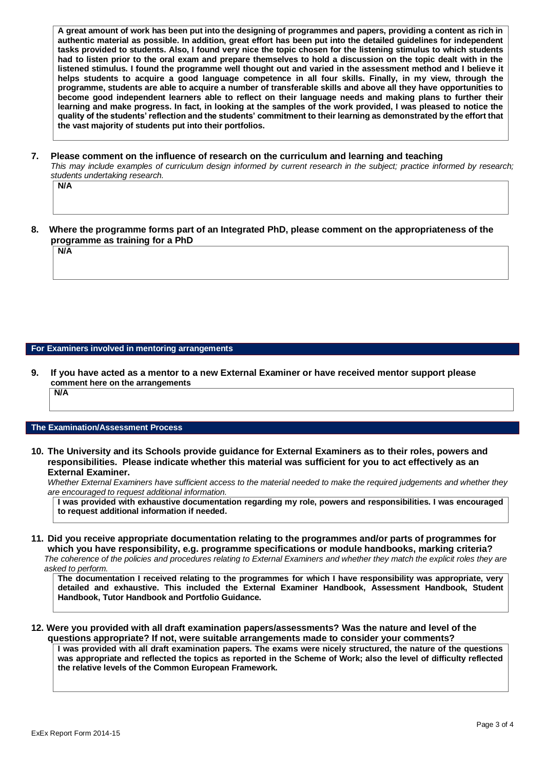**A great amount of work has been put into the designing of programmes and papers, providing a content as rich in authentic material as possible. In addition, great effort has been put into the detailed guidelines for independent tasks provided to students. Also, I found very nice the topic chosen for the listening stimulus to which students had to listen prior to the oral exam and prepare themselves to hold a discussion on the topic dealt with in the listened stimulus. I found the programme well thought out and varied in the assessment method and I believe it helps students to acquire a good language competence in all four skills. Finally, in my view, through the programme, students are able to acquire a number of transferable skills and above all they have opportunities to become good independent learners able to reflect on their language needs and making plans to further their learning and make progress. In fact, in looking at the samples of the work provided, I was pleased to notice the quality of the students' reflection and the students' commitment to their learning as demonstrated by the effort that the vast majority of students put into their portfolios.**

**7. Please comment on the influence of research on the curriculum and learning and teaching**

*This may include examples of curriculum design informed by current research in the subject; practice informed by research; students undertaking research.*

**N/A**

**8. Where the programme forms part of an Integrated PhD, please comment on the appropriateness of the programme as training for a PhD**

**N/A**

## For Examiners involved in mentoring arrangements

**9. If you have acted as a mentor to a new External Examiner or have received mentor support please comment here on the arrangements**

**N/A**

## The Examination/Assessment Process

**10. The University and its Schools provide guidance for External Examiners as to their roles, powers and responsibilities. Please indicate whether this material was sufficient for you to act effectively as an External Examiner.**

*Whether External Examiners have sufficient access to the material needed to make the required judgements and whether they are encouraged to request additional information.*

**I was provided with exhaustive documentation regarding my role, powers and responsibilities. I was encouraged to request additional information if needed.**

**11. Did you receive appropriate documentation relating to the programmes and/or parts of programmes for which you have responsibility, e.g. programme specifications or module handbooks, marking criteria?**

*The coherence of the policies and procedures relating to External Examiners and whether they match the explicit roles they are asked to perform.*

**The documentation I received relating to the programmes for which I have responsibility was appropriate, very detailed and exhaustive. This included the External Examiner Handbook, Assessment Handbook, Student Handbook, Tutor Handbook and Portfolio Guidance.**

**12. Were you provided with all draft examination papers/assessments? Was the nature and level of the questions appropriate? If not, were suitable arrangements made to consider your comments?**

**I was provided with all draft examination papers. The exams were nicely structured, the nature of the questions was appropriate and reflected the topics as reported in the Scheme of Work; also the level of difficulty reflected the relative levels of the Common European Framework.**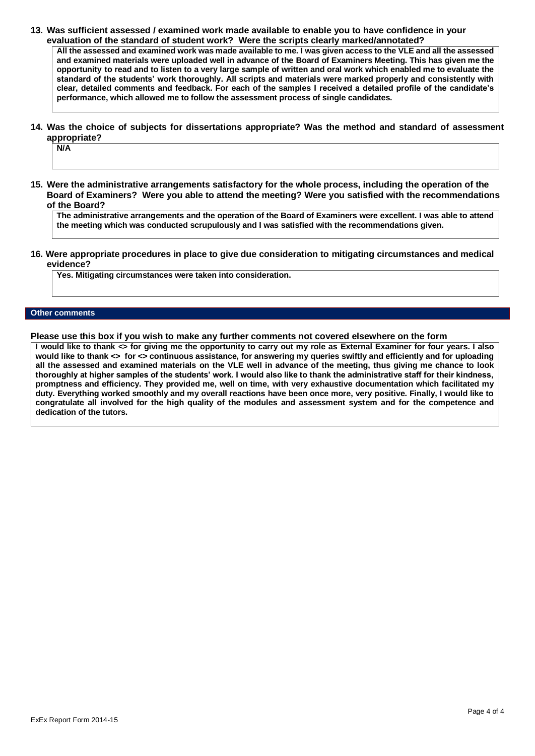**13. Was sufficient assessed / examined work made available to enable you to have confidence in your evaluation of the standard of student work? Were the scripts clearly marked/annotated?**

All the assessed and examined work was made available to me. I was given access to the VLE and all the assessed and examined materials were uploaded well in advance of the Board of Examiners Meeting. This has given me the opportunity to read and to listen to a very large sample of written and oral work which enabled me to evaluate the standard of the students' work thoroughly. All scripts and materials were marked properly and consistently with clear, detailed comments and feedback. For each of the samples I received a detailed profile of the candidate's performance, which allowed me to follow the assessment process of single candidates.

**14. Was the choice of subjects for dissertations appropriate? Was the method and standard of assessment appropriate?**

N/A

**15. Were the administrative arrangements satisfactory for the whole process, including the operation of the Board of Examiners? Were you able to attend the meeting? Were you satisfied with the recommendations of the Board?**

The administrative arrangements and the operation of the Board of Examiners were excellent. I was able to attend the meeting which was conducted scrupulously and I was satisfied with the recommendations given.

**16. Were appropriate procedures in place to give due consideration to mitigating circumstances and medical evidence?**

Yes. Mitigating circumstances were taken into consideration.

## Other comments

**Please use this box if you wish to make any further comments not covered elsewhere on the form**

I would like to thank <> for giving me the opportunity to carry out my role as External Examiner for four years. I also would like to thank <> for <> continuous assistance, for answering my queries swiftly and efficiently and for uploading all the assessed and examined materials on the VLE well in advance of the meeting, thus giving me chance to look thoroughly at higher samples of the students' work. I would also like to thank the administrative staff for their kindness, promptness and efficiency. They provided me, well on time, with very exhaustive documentation which facilitated my duty. Everything worked smoothly and my overall reactions have been once more, very positive. Finally, I would like to congratulate all involved for the high quality of the modules and assessment system and for the competence and dedication of the tutors.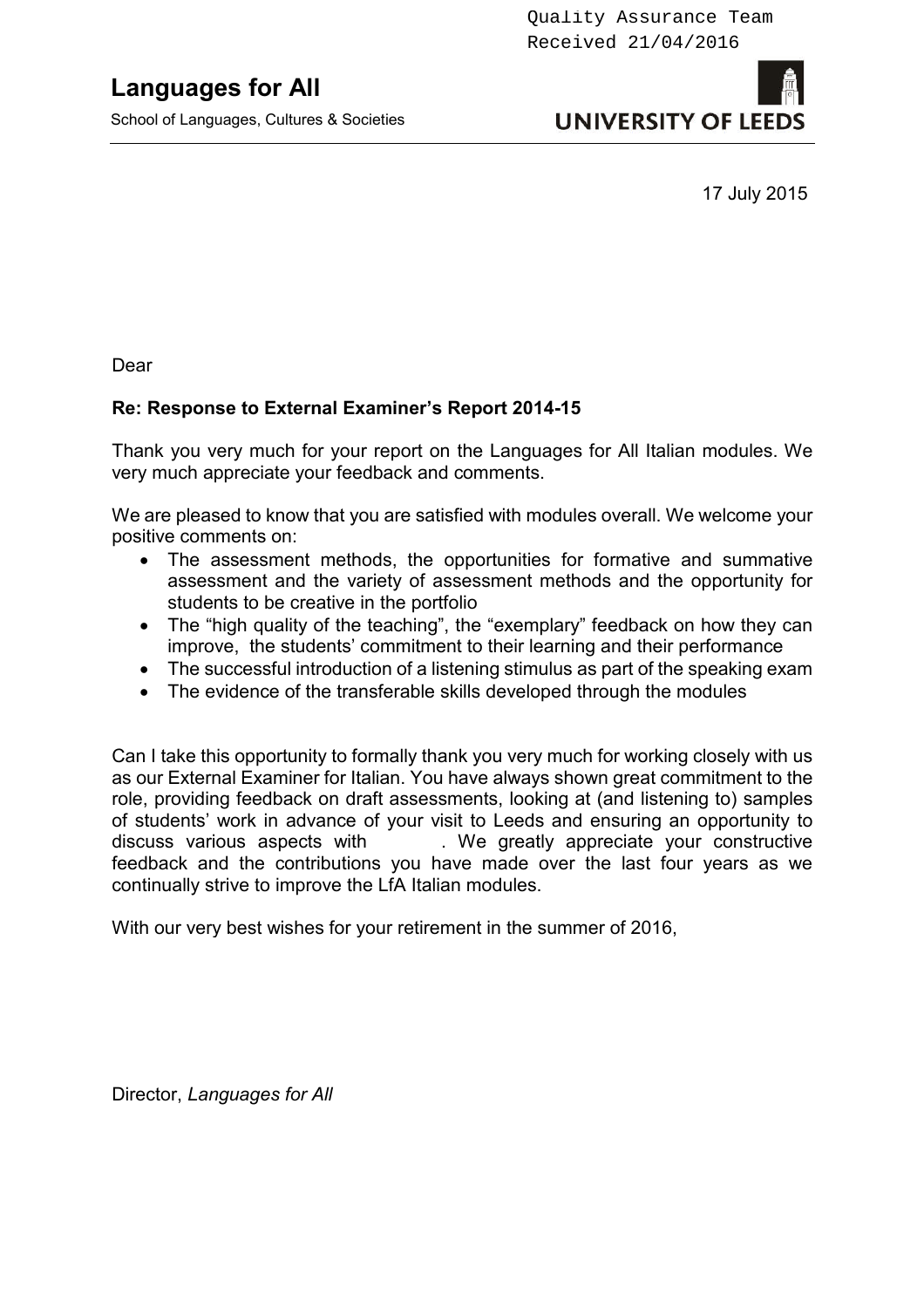Quality Assurance Team
Received 21/04/2016

# Languages for All

School of Languages, Cultures & Societies

UNIVERSITY OF LEEDS

17 July 2015

Dear

**Re: Response to External Examiner's Report 2014-15**

Thank you very much for your report on the Languages for All Italian modules. We very much appreciate your feedback and comments.

We are pleased to know that you are satisfied with modules overall. We welcome your positive comments on:

- The assessment methods, the opportunities for formative and summative assessment and the variety of assessment methods and the opportunity for students to be creative in the portfolio
- The "high quality of the teaching", the "exemplary" feedback on how they can improve, the students' commitment to their learning and their performance
- The successful introduction of a listening stimulus as part of the speaking exam
- The evidence of the transferable skills developed through the modules

Can I take this opportunity to formally thank you very much for working closely with us as our External Examiner for Italian. You have always shown great commitment to the role, providing feedback on draft assessments, looking at (and listening to) samples of students' work in advance of your visit to Leeds and ensuring an opportunity to discuss various aspects with . We greatly appreciate your constructive feedback and the contributions you have made over the last four years as we continually strive to improve the LfA Italian modules.

With our very best wishes for your retirement in the summer of 2016,

Director, *Languages for All*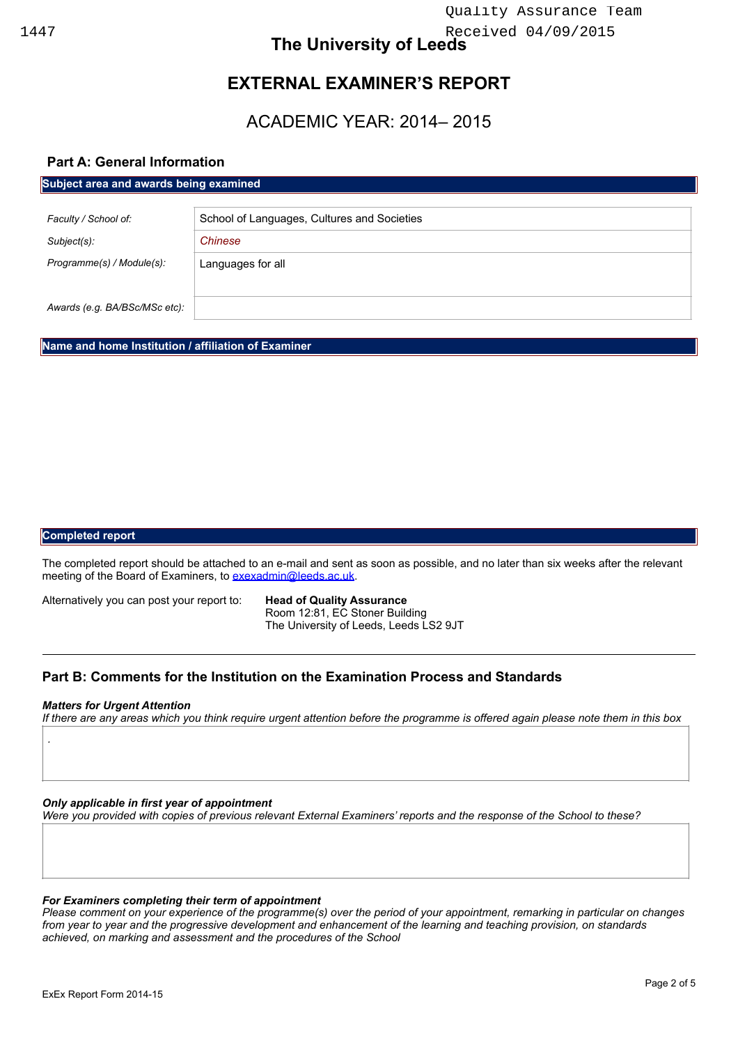Quality Assurance Team
Received 04/09/2015

1447

# The University of Leeds

# EXTERNAL EXAMINER'S REPORT

## ACADEMIC YEAR: 2014– 2015

### Part A: General Information

**Subject area and awards being examined**

| | |
|---|---|
| *Faculty / School of:* | School of Languages, Cultures and Societies |
| *Subject(s):* | *Chinese* |
| *Programme(s) / Module(s):* | Languages for all |
| *Awards (e.g. BA/BSc/MSc etc):* | |

**Name and home Institution / affiliation of Examiner**

**Completed report**

The completed report should be attached to an e-mail and sent as soon as possible, and no later than six weeks after the relevant meeting of the Board of Examiners, to exexadmin@leeds.ac.uk.

Alternatively you can post your report to: **Head of Quality Assurance**
Room 12:81, EC Stoner Building
The University of Leeds, Leeds LS2 9JT

---

### Part B: Comments for the Institution on the Examination Process and Standards

***Matters for Urgent Attention***

*If there are any areas which you think require urgent attention before the programme is offered again please note them in this box*

.

***Only applicable in first year of appointment***

*Were you provided with copies of previous relevant External Examiners' reports and the response of the School to these?*

***For Examiners completing their term of appointment***

*Please comment on your experience of the programme(s) over the period of your appointment, remarking in particular on changes from year to year and the progressive development and enhancement of the learning and teaching provision, on standards achieved, on marking and assessment and the procedures of the School*

ExEx Report Form 2014-15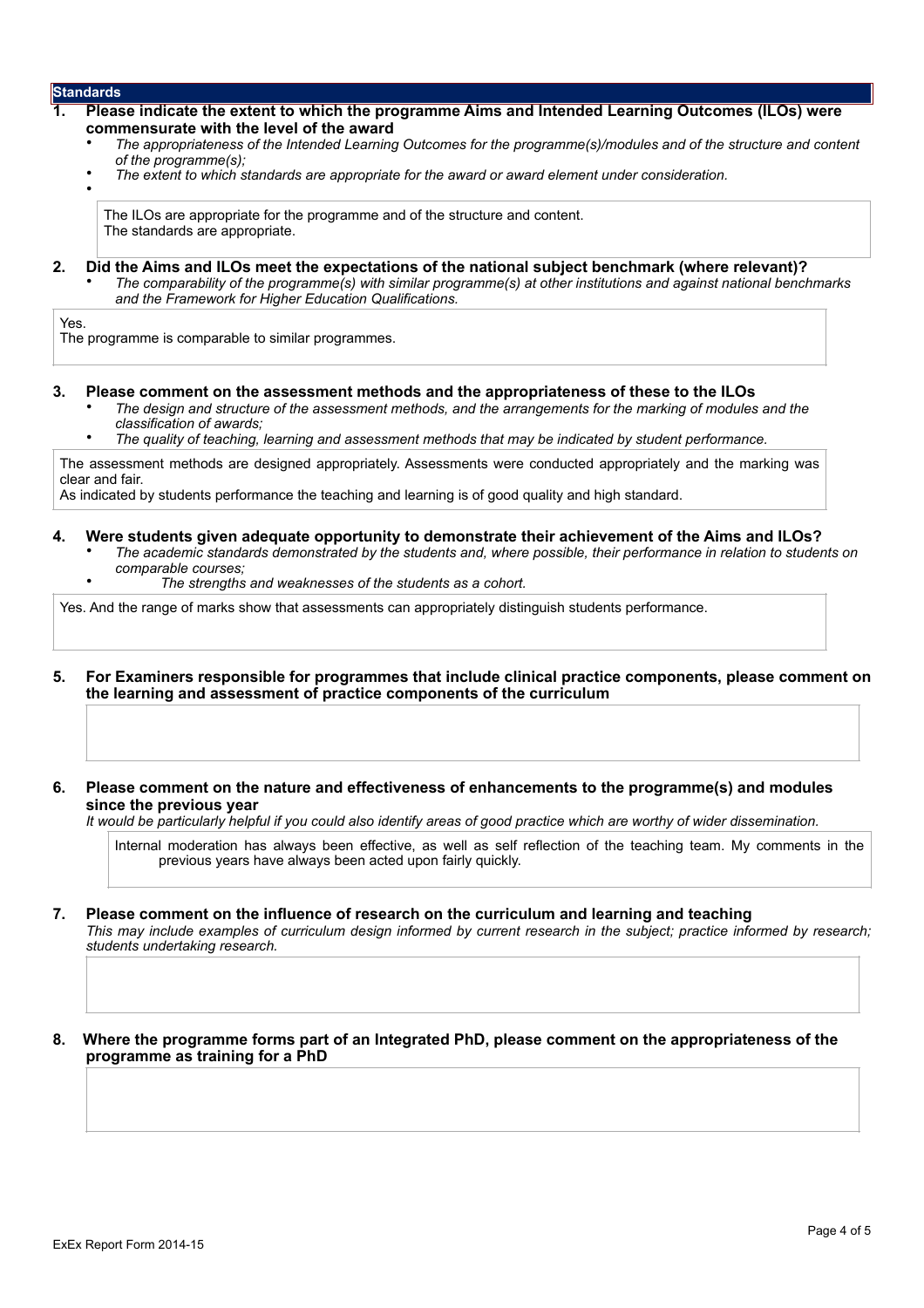## Standards

**1. Please indicate the extent to which the programme Aims and Intended Learning Outcomes (ILOs) were commensurate with the level of the award**

- *The appropriateness of the Intended Learning Outcomes for the programme(s)/modules and of the structure and content of the programme(s);*
- *The extent to which standards are appropriate for the award or award element under consideration.*

The ILOs are appropriate for the programme and of the structure and content.
The standards are appropriate.

**2. Did the Aims and ILOs meet the expectations of the national subject benchmark (where relevant)?**

- *The comparability of the programme(s) with similar programme(s) at other institutions and against national benchmarks and the Framework for Higher Education Qualifications.*

Yes.
The programme is comparable to similar programmes.

**3. Please comment on the assessment methods and the appropriateness of these to the ILOs**

- *The design and structure of the assessment methods, and the arrangements for the marking of modules and the classification of awards;*
- *The quality of teaching, learning and assessment methods that may be indicated by student performance.*

The assessment methods are designed appropriately. Assessments were conducted appropriately and the marking was clear and fair.
As indicated by students performance the teaching and learning is of good quality and high standard.

**4. Were students given adequate opportunity to demonstrate their achievement of the Aims and ILOs?**

- *The academic standards demonstrated by the students and, where possible, their performance in relation to students on comparable courses;*
- *The strengths and weaknesses of the students as a cohort.*

Yes. And the range of marks show that assessments can appropriately distinguish students performance.

**5. For Examiners responsible for programmes that include clinical practice components, please comment on the learning and assessment of practice components of the curriculum**

**6. Please comment on the nature and effectiveness of enhancements to the programme(s) and modules since the previous year**

*It would be particularly helpful if you could also identify areas of good practice which are worthy of wider dissemination.*

Internal moderation has always been effective, as well as self reflection of the teaching team. My comments in the previous years have always been acted upon fairly quickly.

**7. Please comment on the influence of research on the curriculum and learning and teaching**

*This may include examples of curriculum design informed by current research in the subject; practice informed by research; students undertaking research.*

**8. Where the programme forms part of an Integrated PhD, please comment on the appropriateness of the programme as training for a PhD**

ExEx Report Form 2014-15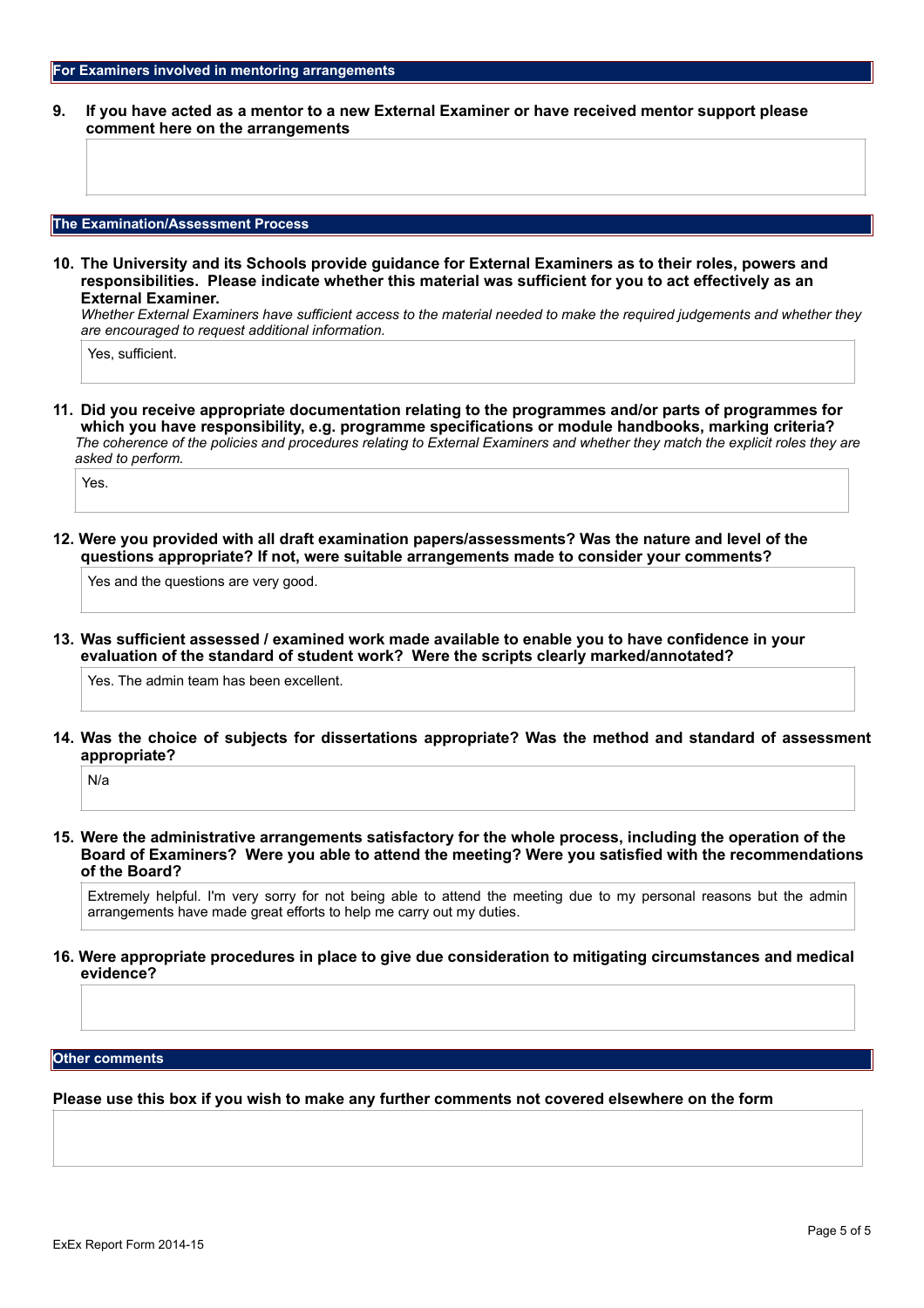## For Examiners involved in mentoring arrangements

**9. If you have acted as a mentor to a new External Examiner or have received mentor support please comment here on the arrangements**

## The Examination/Assessment Process

**10. The University and its Schools provide guidance for External Examiners as to their roles, powers and responsibilities. Please indicate whether this material was sufficient for you to act effectively as an External Examiner.**

*Whether External Examiners have sufficient access to the material needed to make the required judgements and whether they are encouraged to request additional information.*

Yes, sufficient.

**11. Did you receive appropriate documentation relating to the programmes and/or parts of programmes for which you have responsibility, e.g. programme specifications or module handbooks, marking criteria?**

*The coherence of the policies and procedures relating to External Examiners and whether they match the explicit roles they are asked to perform.*

Yes.

**12. Were you provided with all draft examination papers/assessments? Was the nature and level of the questions appropriate? If not, were suitable arrangements made to consider your comments?**

Yes and the questions are very good.

**13. Was sufficient assessed / examined work made available to enable you to have confidence in your evaluation of the standard of student work? Were the scripts clearly marked/annotated?**

Yes. The admin team has been excellent.

**14. Was the choice of subjects for dissertations appropriate? Was the method and standard of assessment appropriate?**

N/a

**15. Were the administrative arrangements satisfactory for the whole process, including the operation of the Board of Examiners? Were you able to attend the meeting? Were you satisfied with the recommendations of the Board?**

Extremely helpful. I'm very sorry for not being able to attend the meeting due to my personal reasons but the admin arrangements have made great efforts to help me carry out my duties.

**16. Were appropriate procedures in place to give due consideration to mitigating circumstances and medical evidence?**

## Other comments

**Please use this box if you wish to make any further comments not covered elsewhere on the form**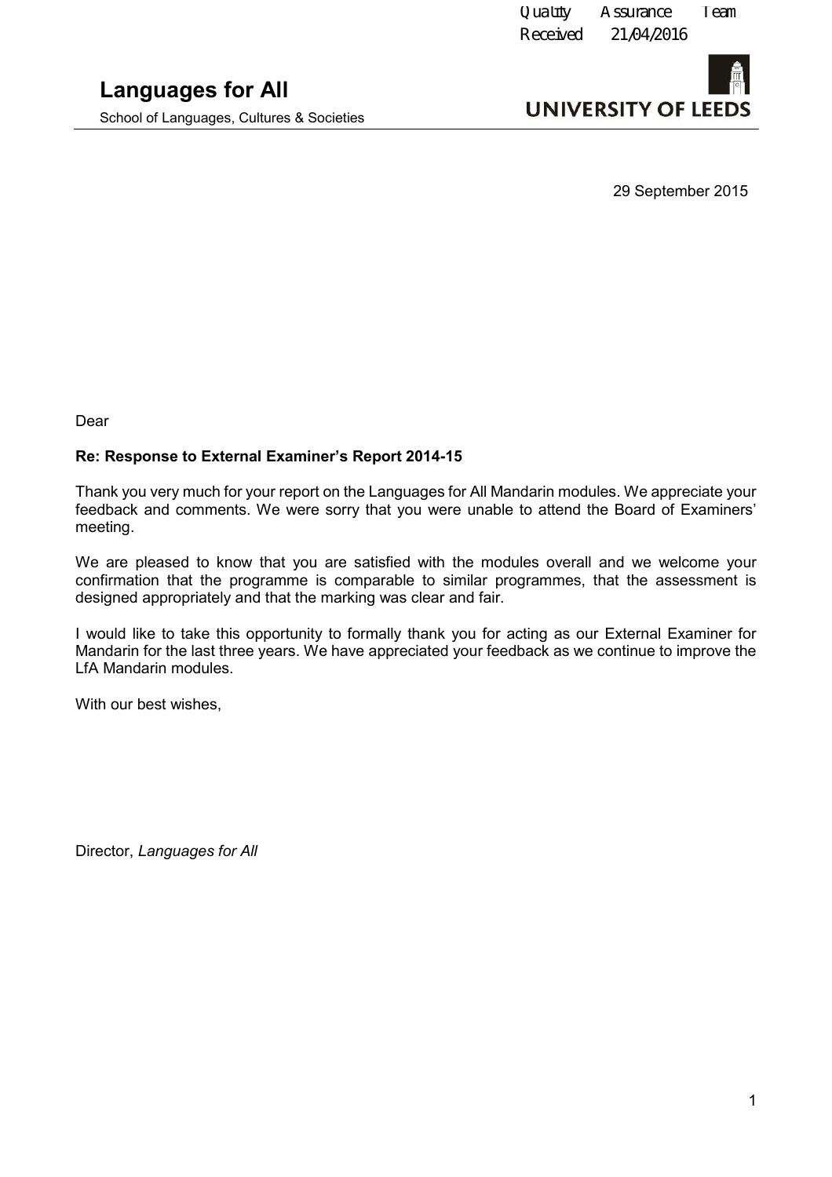Quality Assurance Team
Received 21/04/2016

**Languages for All**

School of Languages, Cultures & Societies

UNIVERSITY OF LEEDS

29 September 2015

Dear

**Re: Response to External Examiner's Report 2014-15**

Thank you very much for your report on the Languages for All Mandarin modules. We appreciate your feedback and comments. We were sorry that you were unable to attend the Board of Examiners' meeting.

We are pleased to know that you are satisfied with the modules overall and we welcome your confirmation that the programme is comparable to similar programmes, that the assessment is designed appropriately and that the marking was clear and fair.

I would like to take this opportunity to formally thank you for acting as our External Examiner for Mandarin for the last three years. We have appreciated your feedback as we continue to improve the LfA Mandarin modules.

With our best wishes,

Director, *Languages for All*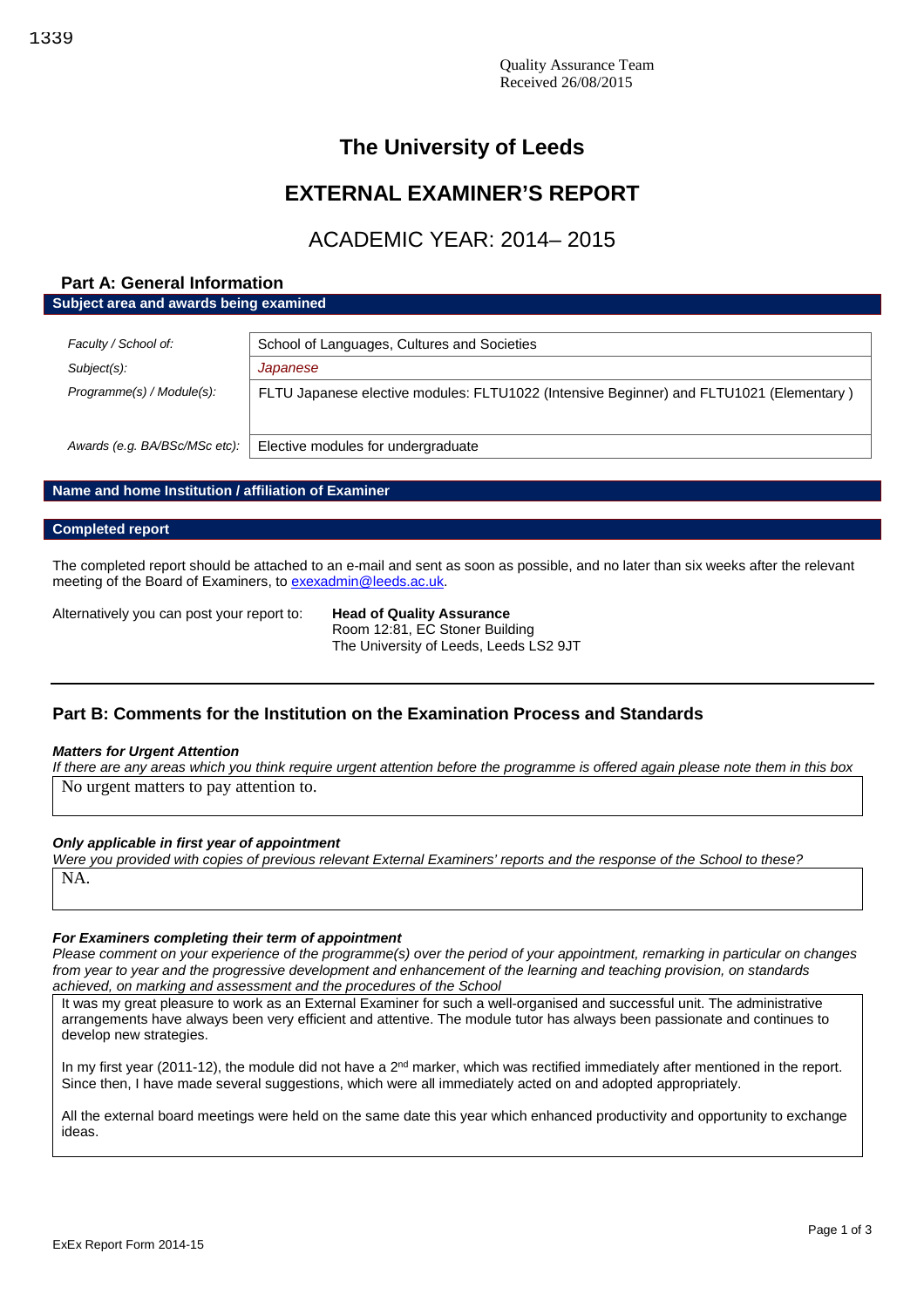1339

Quality Assurance Team
Received 26/08/2015

# The University of Leeds

# EXTERNAL EXAMINER'S REPORT

## ACADEMIC YEAR: 2014– 2015

## Part A: General Information

**Subject area and awards being examined**

| | |
|---|---|
| *Faculty / School of:* | School of Languages, Cultures and Societies |
| *Subject(s):* | *Japanese* |
| *Programme(s) / Module(s):* | FLTU Japanese elective modules: FLTU1022 (Intensive Beginner) and FLTU1021 (Elementary ) |
| *Awards (e.g. BA/BSc/MSc etc):* | Elective modules for undergraduate |

**Name and home Institution / affiliation of Examiner**

**Completed report**

The completed report should be attached to an e-mail and sent as soon as possible, and no later than six weeks after the relevant meeting of the Board of Examiners, to exexadmin@leeds.ac.uk.

Alternatively you can post your report to: **Head of Quality Assurance**
Room 12:81, EC Stoner Building
The University of Leeds, Leeds LS2 9JT

## Part B: Comments for the Institution on the Examination Process and Standards

***Matters for Urgent Attention***

*If there are any areas which you think require urgent attention before the programme is offered again please note them in this box*

No urgent matters to pay attention to.

***Only applicable in first year of appointment***

*Were you provided with copies of previous relevant External Examiners' reports and the response of the School to these?*

NA.

***For Examiners completing their term of appointment***

*Please comment on your experience of the programme(s) over the period of your appointment, remarking in particular on changes from year to year and the progressive development and enhancement of the learning and teaching provision, on standards achieved, on marking and assessment and the procedures of the School*

It was my great pleasure to work as an External Examiner for such a well-organised and successful unit. The administrative arrangements have always been very efficient and attentive. The module tutor has always been passionate and continues to develop new strategies.

In my first year (2011-12), the module did not have a 2nd marker, which was rectified immediately after mentioned in the report. Since then, I have made several suggestions, which were all immediately acted on and adopted appropriately.

All the external board meetings were held on the same date this year which enhanced productivity and opportunity to exchange ideas.

ExEx Report Form 2014-15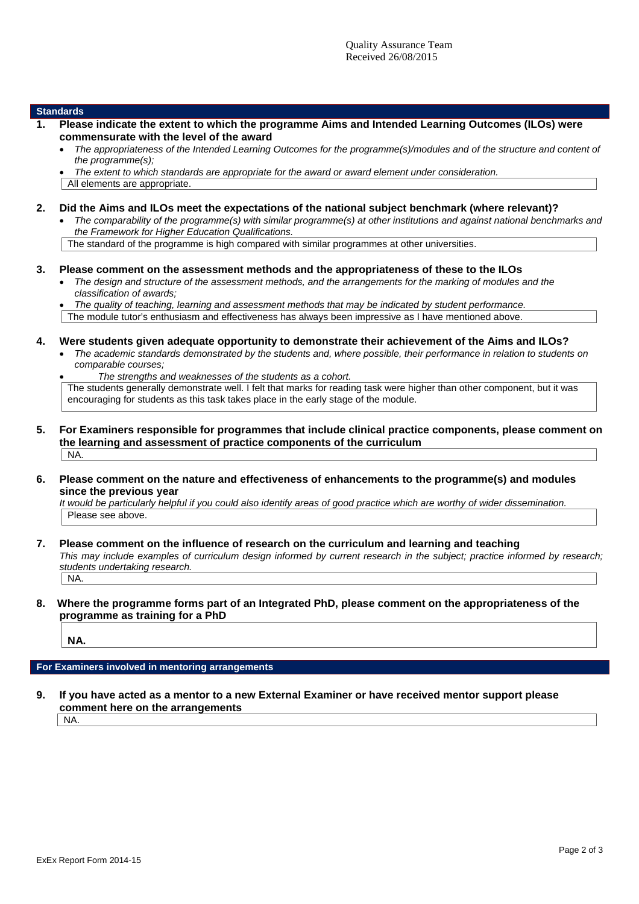Quality Assurance Team
Received 26/08/2015

## Standards

**1. Please indicate the extent to which the programme Aims and Intended Learning Outcomes (ILOs) were commensurate with the level of the award**

- *The appropriateness of the Intended Learning Outcomes for the programme(s)/modules and of the structure and content of the programme(s);*
- *The extent to which standards are appropriate for the award or award element under consideration.*

All elements are appropriate.

**2. Did the Aims and ILOs meet the expectations of the national subject benchmark (where relevant)?**

- *The comparability of the programme(s) with similar programme(s) at other institutions and against national benchmarks and the Framework for Higher Education Qualifications.*

The standard of the programme is high compared with similar programmes at other universities.

**3. Please comment on the assessment methods and the appropriateness of these to the ILOs**

- *The design and structure of the assessment methods, and the arrangements for the marking of modules and the classification of awards;*
- *The quality of teaching, learning and assessment methods that may be indicated by student performance.*

The module tutor's enthusiasm and effectiveness has always been impressive as I have mentioned above.

**4. Were students given adequate opportunity to demonstrate their achievement of the Aims and ILOs?**

- *The academic standards demonstrated by the students and, where possible, their performance in relation to students on comparable courses;*
- *The strengths and weaknesses of the students as a cohort.*

The students generally demonstrate well. I felt that marks for reading task were higher than other component, but it was encouraging for students as this task takes place in the early stage of the module.

**5. For Examiners responsible for programmes that include clinical practice components, please comment on the learning and assessment of practice components of the curriculum**

NA.

**6. Please comment on the nature and effectiveness of enhancements to the programme(s) and modules since the previous year**

*It would be particularly helpful if you could also identify areas of good practice which are worthy of wider dissemination.*

Please see above.

**7. Please comment on the influence of research on the curriculum and learning and teaching**

*This may include examples of curriculum design informed by current research in the subject; practice informed by research; students undertaking research.*

NA.

**8. Where the programme forms part of an Integrated PhD, please comment on the appropriateness of the programme as training for a PhD**

**NA.**

## For Examiners involved in mentoring arrangements

**9. If you have acted as a mentor to a new External Examiner or have received mentor support please comment here on the arrangements**

NA.

ExEx Report Form 2014-15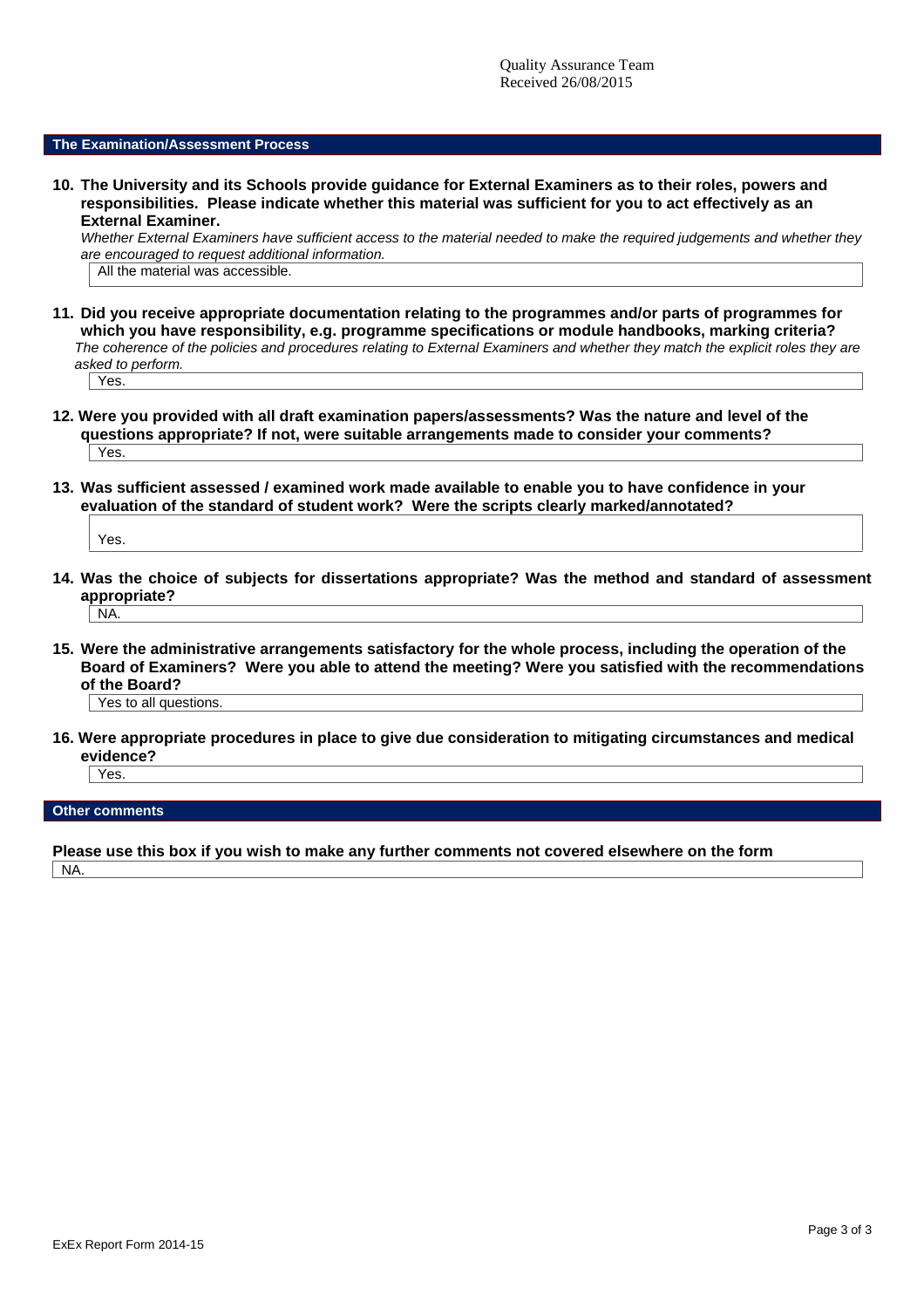Quality Assurance Team
Received 26/08/2015

## The Examination/Assessment Process

**10. The University and its Schools provide guidance for External Examiners as to their roles, powers and responsibilities. Please indicate whether this material was sufficient for you to act effectively as an External Examiner.**

*Whether External Examiners have sufficient access to the material needed to make the required judgements and whether they are encouraged to request additional information.*

All the material was accessible.

**11. Did you receive appropriate documentation relating to the programmes and/or parts of programmes for which you have responsibility, e.g. programme specifications or module handbooks, marking criteria?**

*The coherence of the policies and procedures relating to External Examiners and whether they match the explicit roles they are asked to perform.*

Yes.

**12. Were you provided with all draft examination papers/assessments? Was the nature and level of the questions appropriate? If not, were suitable arrangements made to consider your comments?**

Yes.

**13. Was sufficient assessed / examined work made available to enable you to have confidence in your evaluation of the standard of student work? Were the scripts clearly marked/annotated?**

Yes.

**14. Was the choice of subjects for dissertations appropriate? Was the method and standard of assessment appropriate?**

NA.

**15. Were the administrative arrangements satisfactory for the whole process, including the operation of the Board of Examiners? Were you able to attend the meeting? Were you satisfied with the recommendations of the Board?**

Yes to all questions.

**16. Were appropriate procedures in place to give due consideration to mitigating circumstances and medical evidence?**

Yes.

## Other comments

**Please use this box if you wish to make any further comments not covered elsewhere on the form**

NA.

ExEx Report Form 2014-15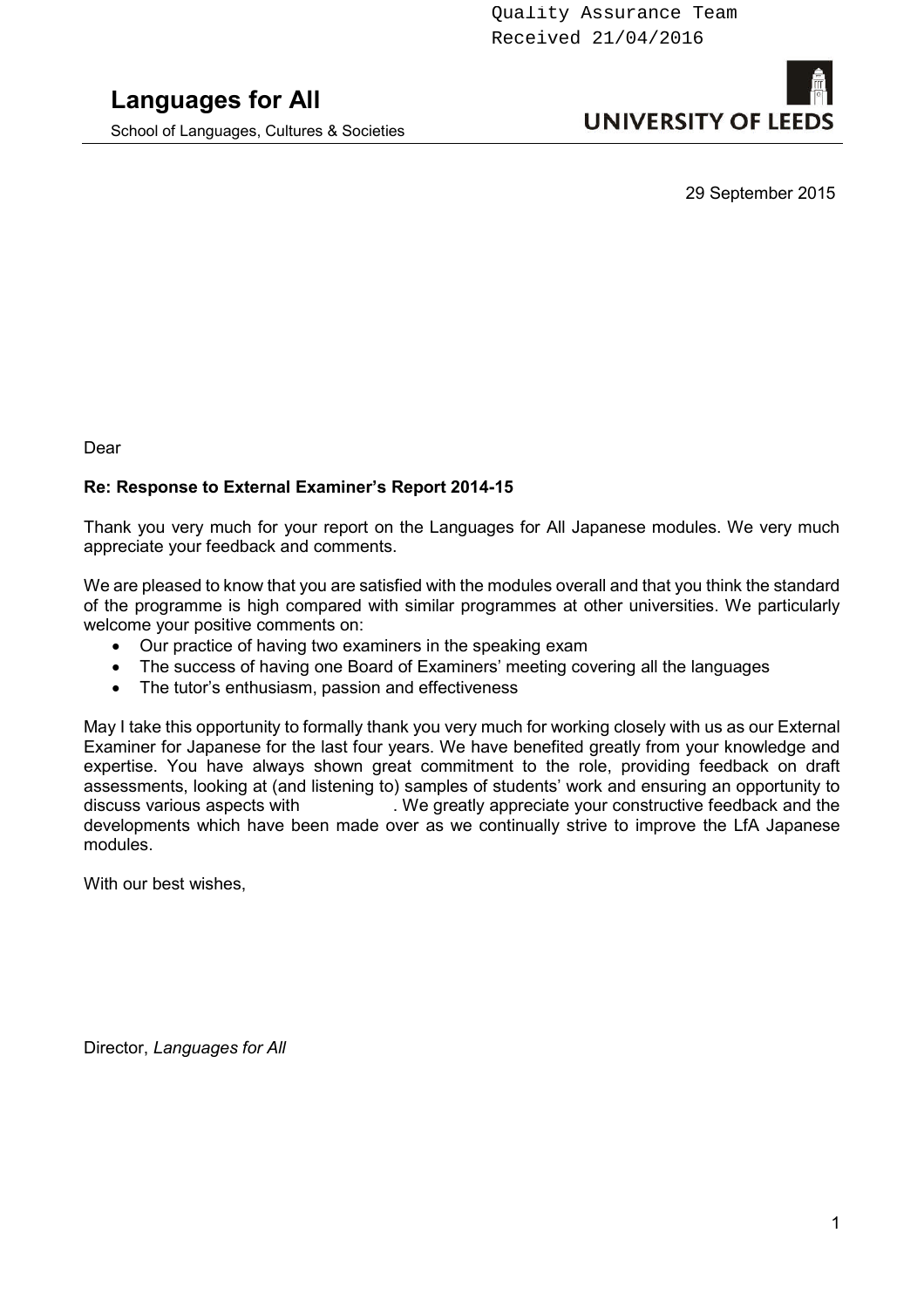Quality Assurance Team
Received 21/04/2016

# Languages for All

School of Languages, Cultures & Societies

UNIVERSITY OF LEEDS

29 September 2015

Dear

**Re: Response to External Examiner's Report 2014-15**

Thank you very much for your report on the Languages for All Japanese modules. We very much appreciate your feedback and comments.

We are pleased to know that you are satisfied with the modules overall and that you think the standard of the programme is high compared with similar programmes at other universities. We particularly welcome your positive comments on:

- Our practice of having two examiners in the speaking exam
- The success of having one Board of Examiners' meeting covering all the languages
- The tutor's enthusiasm, passion and effectiveness

May I take this opportunity to formally thank you very much for working closely with us as our External Examiner for Japanese for the last four years. We have benefited greatly from your knowledge and expertise. You have always shown great commitment to the role, providing feedback on draft assessments, looking at (and listening to) samples of students' work and ensuring an opportunity to discuss various aspects with . We greatly appreciate your constructive feedback and the developments which have been made over as we continually strive to improve the LfA Japanese modules.

With our best wishes,

Director, *Languages for All*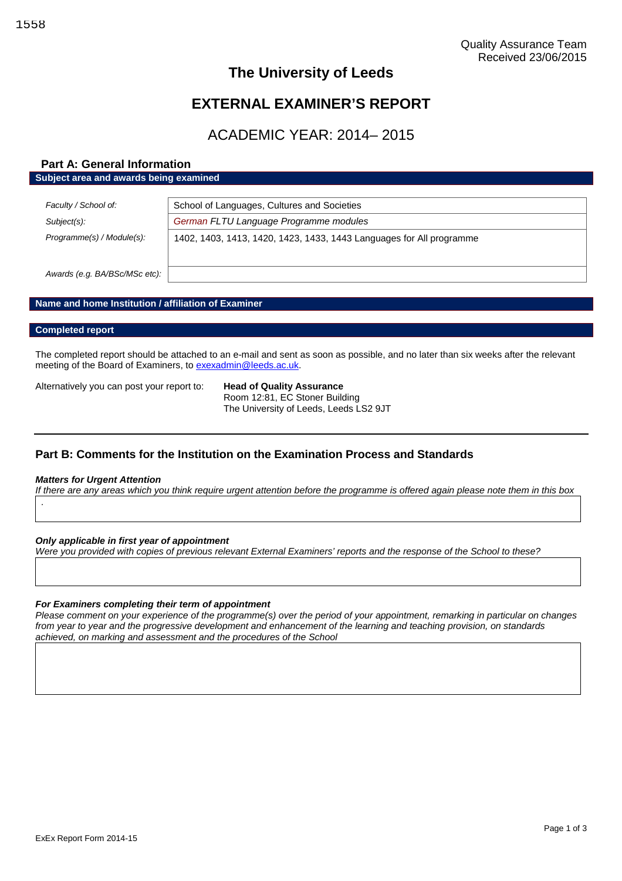1558

Quality Assurance Team
Received 23/06/2015

# The University of Leeds

# EXTERNAL EXAMINER'S REPORT

## ACADEMIC YEAR: 2014– 2015

### Part A: General Information

**Subject area and awards being examined**

| | |
|---|---|
| *Faculty / School of:* | School of Languages, Cultures and Societies |
| *Subject(s):* | *German FLTU Language Programme modules* |
| *Programme(s) / Module(s):* | 1402, 1403, 1413, 1420, 1423, 1433, 1443 Languages for All programme |
| *Awards (e.g. BA/BSc/MSc etc):* | |

**Name and home Institution / affiliation of Examiner**

**Completed report**

The completed report should be attached to an e-mail and sent as soon as possible, and no later than six weeks after the relevant meeting of the Board of Examiners, to exexadmin@leeds.ac.uk.

Alternatively you can post your report to:

**Head of Quality Assurance**
Room 12:81, EC Stoner Building
The University of Leeds, Leeds LS2 9JT

### Part B: Comments for the Institution on the Examination Process and Standards

***Matters for Urgent Attention***

*If there are any areas which you think require urgent attention before the programme is offered again please note them in this box*

.

***Only applicable in first year of appointment***

*Were you provided with copies of previous relevant External Examiners' reports and the response of the School to these?*

***For Examiners completing their term of appointment***

*Please comment on your experience of the programme(s) over the period of your appointment, remarking in particular on changes from year to year and the progressive development and enhancement of the learning and teaching provision, on standards achieved, on marking and assessment and the procedures of the School*

ExEx Report Form 2014-15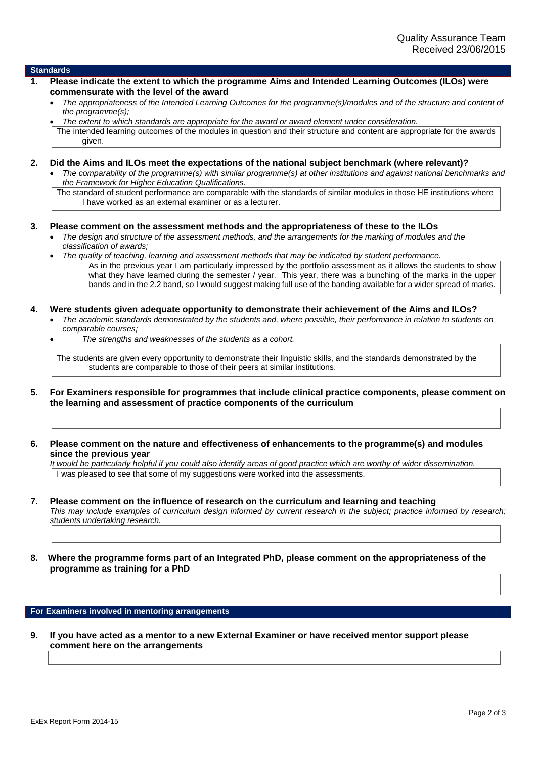Quality Assurance Team
Received 23/06/2015

## Standards

**1. Please indicate the extent to which the programme Aims and Intended Learning Outcomes (ILOs) were commensurate with the level of the award**

- *The appropriateness of the Intended Learning Outcomes for the programme(s)/modules and of the structure and content of the programme(s);*
- *The extent to which standards are appropriate for the award or award element under consideration.*

The intended learning outcomes of the modules in question and their structure and content are appropriate for the awards given.

**2. Did the Aims and ILOs meet the expectations of the national subject benchmark (where relevant)?**

- *The comparability of the programme(s) with similar programme(s) at other institutions and against national benchmarks and the Framework for Higher Education Qualifications.*

The standard of student performance are comparable with the standards of similar modules in those HE institutions where I have worked as an external examiner or as a lecturer.

**3. Please comment on the assessment methods and the appropriateness of these to the ILOs**

- *The design and structure of the assessment methods, and the arrangements for the marking of modules and the classification of awards;*
- *The quality of teaching, learning and assessment methods that may be indicated by student performance.*

As in the previous year I am particularly impressed by the portfolio assessment as it allows the students to show what they have learned during the semester / year. This year, there was a bunching of the marks in the upper bands and in the 2.2 band, so I would suggest making full use of the banding available for a wider spread of marks.

**4. Were students given adequate opportunity to demonstrate their achievement of the Aims and ILOs?**

- *The academic standards demonstrated by the students and, where possible, their performance in relation to students on comparable courses;*
- *The strengths and weaknesses of the students as a cohort.*

The students are given every opportunity to demonstrate their linguistic skills, and the standards demonstrated by the students are comparable to those of their peers at similar institutions.

**5. For Examiners responsible for programmes that include clinical practice components, please comment on the learning and assessment of practice components of the curriculum**

**6. Please comment on the nature and effectiveness of enhancements to the programme(s) and modules since the previous year**

*It would be particularly helpful if you could also identify areas of good practice which are worthy of wider dissemination.*

I was pleased to see that some of my suggestions were worked into the assessments.

**7. Please comment on the influence of research on the curriculum and learning and teaching**

*This may include examples of curriculum design informed by current research in the subject; practice informed by research; students undertaking research.*

**8. Where the programme forms part of an Integrated PhD, please comment on the appropriateness of the programme as training for a PhD**

## For Examiners involved in mentoring arrangements

**9. If you have acted as a mentor to a new External Examiner or have received mentor support please comment here on the arrangements**

ExEx Report Form 2014-15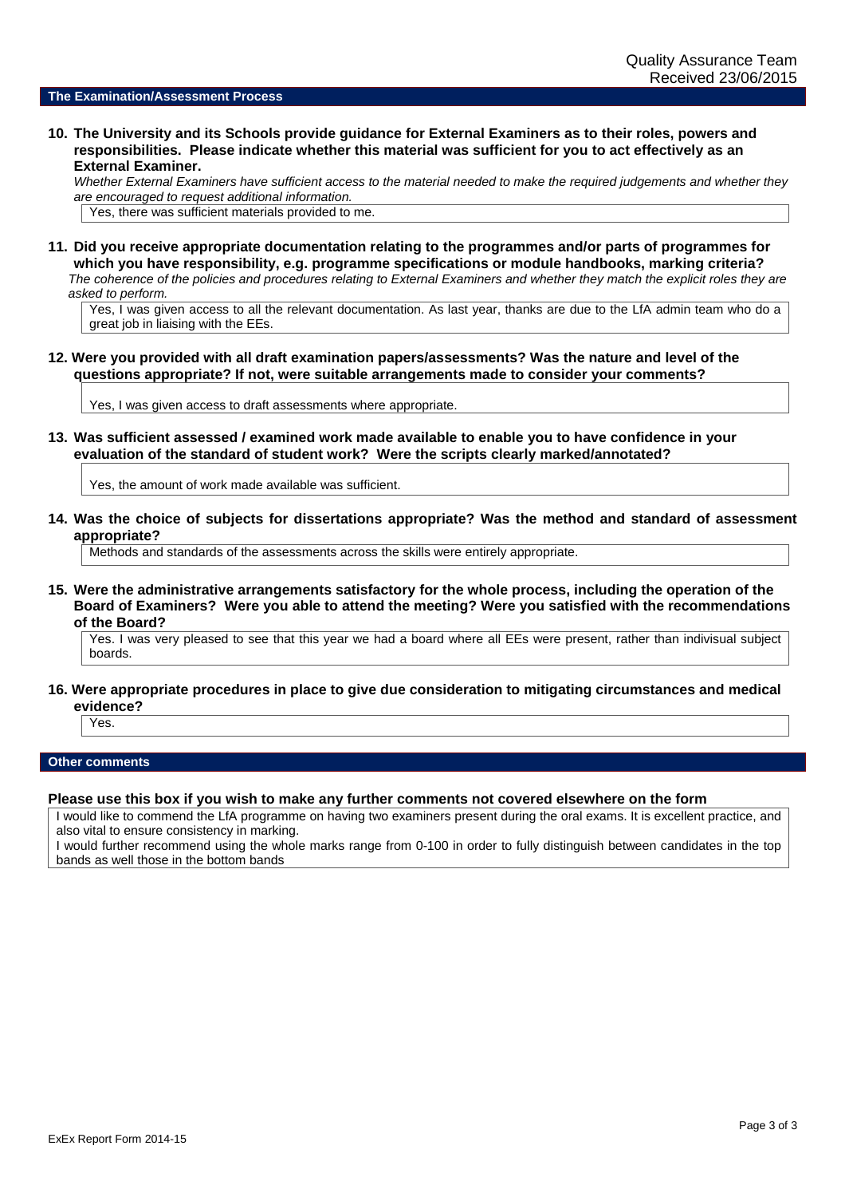Quality Assurance Team
Received 23/06/2015

## The Examination/Assessment Process

**10. The University and its Schools provide guidance for External Examiners as to their roles, powers and responsibilities. Please indicate whether this material was sufficient for you to act effectively as an External Examiner.**

*Whether External Examiners have sufficient access to the material needed to make the required judgements and whether they are encouraged to request additional information.*

Yes, there was sufficient materials provided to me.

**11. Did you receive appropriate documentation relating to the programmes and/or parts of programmes for which you have responsibility, e.g. programme specifications or module handbooks, marking criteria?**

*The coherence of the policies and procedures relating to External Examiners and whether they match the explicit roles they are asked to perform.*

Yes, I was given access to all the relevant documentation. As last year, thanks are due to the LfA admin team who do a great job in liaising with the EEs.

**12. Were you provided with all draft examination papers/assessments? Was the nature and level of the questions appropriate? If not, were suitable arrangements made to consider your comments?**

Yes, I was given access to draft assessments where appropriate.

**13. Was sufficient assessed / examined work made available to enable you to have confidence in your evaluation of the standard of student work? Were the scripts clearly marked/annotated?**

Yes, the amount of work made available was sufficient.

**14. Was the choice of subjects for dissertations appropriate? Was the method and standard of assessment appropriate?**

Methods and standards of the assessments across the skills were entirely appropriate.

**15. Were the administrative arrangements satisfactory for the whole process, including the operation of the Board of Examiners? Were you able to attend the meeting? Were you satisfied with the recommendations of the Board?**

Yes. I was very pleased to see that this year we had a board where all EEs were present, rather than indivisual subject boards.

**16. Were appropriate procedures in place to give due consideration to mitigating circumstances and medical evidence?**

Yes.

## Other comments

**Please use this box if you wish to make any further comments not covered elsewhere on the form**

I would like to commend the LfA programme on having two examiners present during the oral exams. It is excellent practice, and also vital to ensure consistency in marking.

I would further recommend using the whole marks range from 0-100 in order to fully distinguish between candidates in the top bands as well those in the bottom bands

ExEx Report Form 2014-15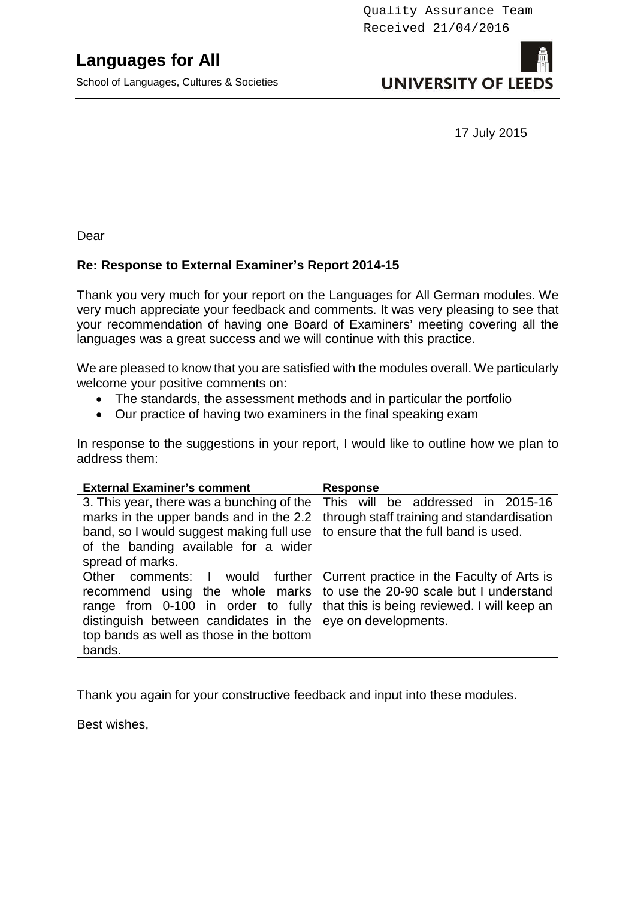Quality Assurance Team
Received 21/04/2016

# Languages for All

School of Languages, Cultures & Societies

UNIVERSITY OF LEEDS

17 July 2015

Dear

**Re: Response to External Examiner's Report 2014-15**

Thank you very much for your report on the Languages for All German modules. We very much appreciate your feedback and comments. It was very pleasing to see that your recommendation of having one Board of Examiners' meeting covering all the languages was a great success and we will continue with this practice.

We are pleased to know that you are satisfied with the modules overall. We particularly welcome your positive comments on:

- The standards, the assessment methods and in particular the portfolio
- Our practice of having two examiners in the final speaking exam

In response to the suggestions in your report, I would like to outline how we plan to address them:

| External Examiner's comment | Response |
|---|---|
| 3. This year, there was a bunching of the marks in the upper bands and in the 2.2 band, so I would suggest making full use of the banding available for a wider spread of marks. | This will be addressed in 2015-16 through staff training and standardisation to ensure that the full band is used. |
| Other comments: I would further recommend using the whole marks range from 0-100 in order to fully distinguish between candidates in the top bands as well as those in the bottom bands. | Current practice in the Faculty of Arts is to use the 20-90 scale but I understand that this is being reviewed. I will keep an eye on developments. |

Thank you again for your constructive feedback and input into these modules.

Best wishes,